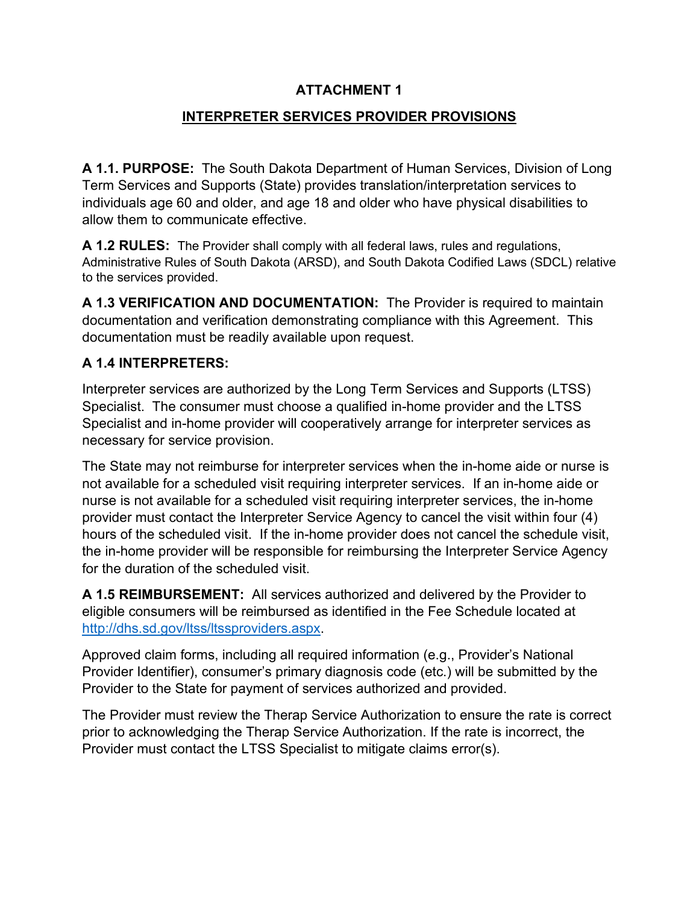# ATTACHMENT 1

## INTERPRETER SERVICES PROVIDER PROVISIONS

**A 1.1. PURPOSE:** The South Dakota Department of Human Services, Division of Long Term Services and Supports (State) provides translation/interpretation services to individuals age 60 and older, and age 18 and older who have physical disabilities to allow them to communicate effective.

**A 1.2 RULES:** The Provider shall comply with all federal laws, rules and regulations, Administrative Rules of South Dakota (ARSD), and South Dakota Codified Laws (SDCL) relative to the services provided.

**A 1.3 VERIFICATION AND DOCUMENTATION:** The Provider is required to maintain documentation and verification demonstrating compliance with this Agreement. This documentation must be readily available upon request.

**A 1.4 INTERPRETERS:**

Interpreter services are authorized by the Long Term Services and Supports (LTSS) Specialist. The consumer must choose a qualified in-home provider and the LTSS Specialist and in-home provider will cooperatively arrange for interpreter services as necessary for service provision.

The State may not reimburse for interpreter services when the in-home aide or nurse is not available for a scheduled visit requiring interpreter services. If an in-home aide or nurse is not available for a scheduled visit requiring interpreter services, the in-home provider must contact the Interpreter Service Agency to cancel the visit within four (4) hours of the scheduled visit. If the in-home provider does not cancel the schedule visit, the in-home provider will be responsible for reimbursing the Interpreter Service Agency for the duration of the scheduled visit.

**A 1.5 REIMBURSEMENT:** All services authorized and delivered by the Provider to eligible consumers will be reimbursed as identified in the Fee Schedule located at [http://dhs.sd.gov/ltss/ltssproviders.aspx](http://dhs.sd.gov/ltss/ltssproviders.aspx).

Approved claim forms, including all required information (e.g., Provider's National Provider Identifier), consumer's primary diagnosis code (etc.) will be submitted by the Provider to the State for payment of services authorized and provided.

The Provider must review the Therap Service Authorization to ensure the rate is correct prior to acknowledging the Therap Service Authorization. If the rate is incorrect, the Provider must contact the LTSS Specialist to mitigate claims error(s).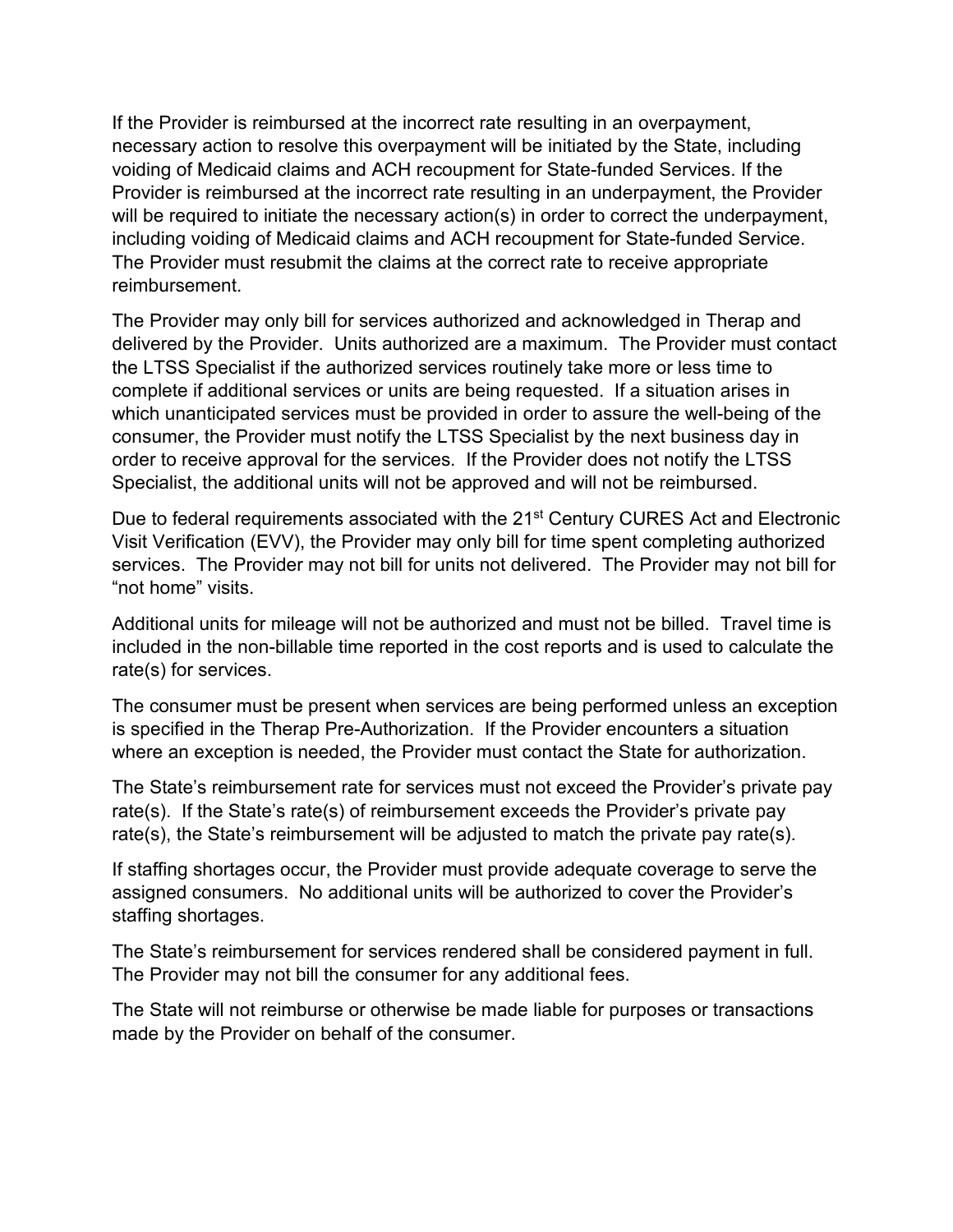If the Provider is reimbursed at the incorrect rate resulting in an overpayment, necessary action to resolve this overpayment will be initiated by the State, including voiding of Medicaid claims and ACH recoupment for State-funded Services. If the Provider is reimbursed at the incorrect rate resulting in an underpayment, the Provider will be required to initiate the necessary action(s) in order to correct the underpayment, including voiding of Medicaid claims and ACH recoupment for State-funded Service. The Provider must resubmit the claims at the correct rate to receive appropriate reimbursement.

The Provider may only bill for services authorized and acknowledged in Therap and delivered by the Provider. Units authorized are a maximum. The Provider must contact the LTSS Specialist if the authorized services routinely take more or less time to complete if additional services or units are being requested. If a situation arises in which unanticipated services must be provided in order to assure the well-being of the consumer, the Provider must notify the LTSS Specialist by the next business day in order to receive approval for the services. If the Provider does not notify the LTSS Specialist, the additional units will not be approved and will not be reimbursed.

Due to federal requirements associated with the 21st Century CURES Act and Electronic Visit Verification (EVV), the Provider may only bill for time spent completing authorized services. The Provider may not bill for units not delivered. The Provider may not bill for "not home" visits.

Additional units for mileage will not be authorized and must not be billed. Travel time is included in the non-billable time reported in the cost reports and is used to calculate the rate(s) for services.

The consumer must be present when services are being performed unless an exception is specified in the Therap Pre-Authorization. If the Provider encounters a situation where an exception is needed, the Provider must contact the State for authorization.

The State's reimbursement rate for services must not exceed the Provider's private pay rate(s). If the State's rate(s) of reimbursement exceeds the Provider's private pay rate(s), the State's reimbursement will be adjusted to match the private pay rate(s).

If staffing shortages occur, the Provider must provide adequate coverage to serve the assigned consumers. No additional units will be authorized to cover the Provider's staffing shortages.

The State's reimbursement for services rendered shall be considered payment in full. The Provider may not bill the consumer for any additional fees.

The State will not reimburse or otherwise be made liable for purposes or transactions made by the Provider on behalf of the consumer.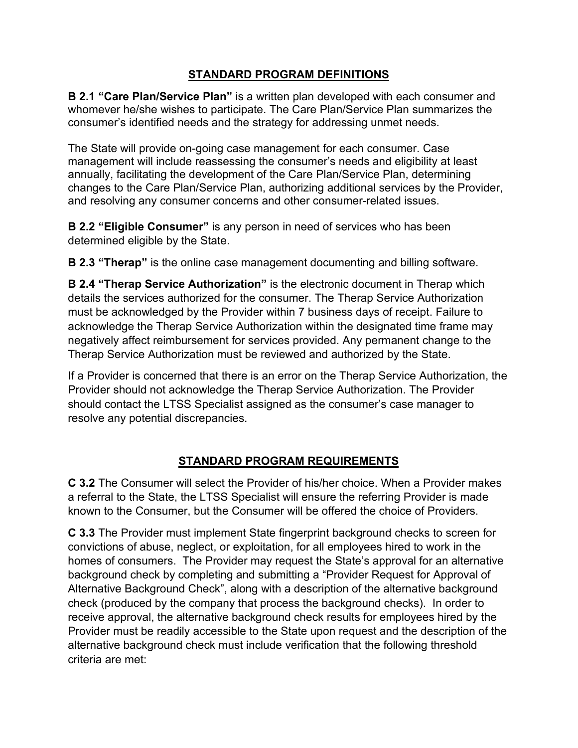## STANDARD PROGRAM DEFINITIONS

**B 2.1 "Care Plan/Service Plan"** is a written plan developed with each consumer and whomever he/she wishes to participate. The Care Plan/Service Plan summarizes the consumer's identified needs and the strategy for addressing unmet needs.

The State will provide on-going case management for each consumer. Case management will include reassessing the consumer's needs and eligibility at least annually, facilitating the development of the Care Plan/Service Plan, determining changes to the Care Plan/Service Plan, authorizing additional services by the Provider, and resolving any consumer concerns and other consumer-related issues.

**B 2.2 "Eligible Consumer"** is any person in need of services who has been determined eligible by the State.

**B 2.3 "Therap"** is the online case management documenting and billing software.

**B 2.4 "Therap Service Authorization"** is the electronic document in Therap which details the services authorized for the consumer. The Therap Service Authorization must be acknowledged by the Provider within 7 business days of receipt. Failure to acknowledge the Therap Service Authorization within the designated time frame may negatively affect reimbursement for services provided. Any permanent change to the Therap Service Authorization must be reviewed and authorized by the State.

If a Provider is concerned that there is an error on the Therap Service Authorization, the Provider should not acknowledge the Therap Service Authorization. The Provider should contact the LTSS Specialist assigned as the consumer's case manager to resolve any potential discrepancies.

## STANDARD PROGRAM REQUIREMENTS

**C 3.2** The Consumer will select the Provider of his/her choice. When a Provider makes a referral to the State, the LTSS Specialist will ensure the referring Provider is made known to the Consumer, but the Consumer will be offered the choice of Providers.

**C 3.3** The Provider must implement State fingerprint background checks to screen for convictions of abuse, neglect, or exploitation, for all employees hired to work in the homes of consumers. The Provider may request the State's approval for an alternative background check by completing and submitting a "Provider Request for Approval of Alternative Background Check", along with a description of the alternative background check (produced by the company that process the background checks). In order to receive approval, the alternative background check results for employees hired by the Provider must be readily accessible to the State upon request and the description of the alternative background check must include verification that the following threshold criteria are met: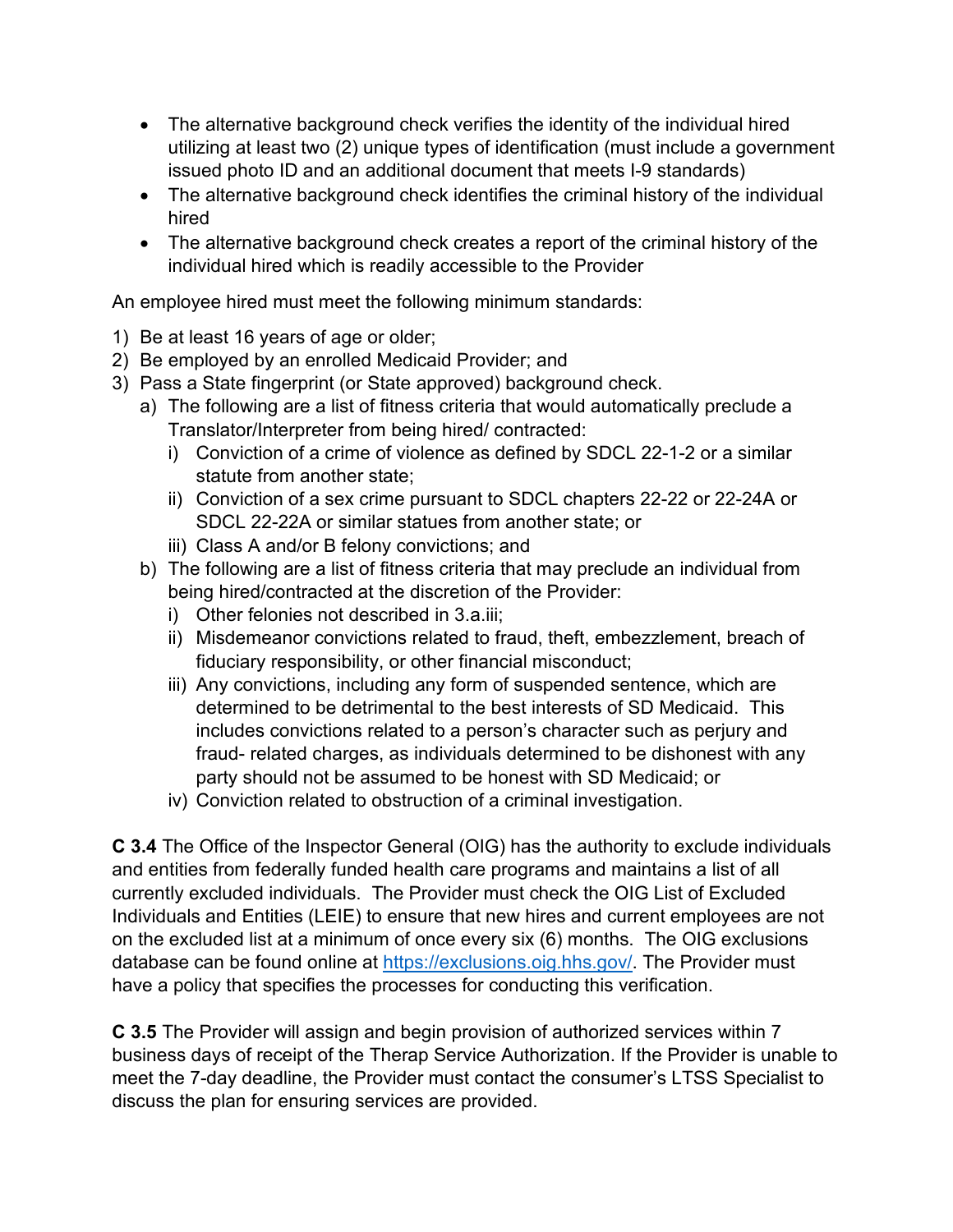- The alternative background check verifies the identity of the individual hired utilizing at least two (2) unique types of identification (must include a government issued photo ID and an additional document that meets I-9 standards)
- The alternative background check identifies the criminal history of the individual hired
- The alternative background check creates a report of the criminal history of the individual hired which is readily accessible to the Provider

An employee hired must meet the following minimum standards:

1) Be at least 16 years of age or older;
2) Be employed by an enrolled Medicaid Provider; and
3) Pass a State fingerprint (or State approved) background check.
   a) The following are a list of fitness criteria that would automatically preclude a Translator/Interpreter from being hired/ contracted:
      i) Conviction of a crime of violence as defined by SDCL 22-1-2 or a similar statute from another state;
      ii) Conviction of a sex crime pursuant to SDCL chapters 22-22 or 22-24A or SDCL 22-22A or similar statues from another state; or
      iii) Class A and/or B felony convictions; and
   b) The following are a list of fitness criteria that may preclude an individual from being hired/contracted at the discretion of the Provider:
      i) Other felonies not described in 3.a.iii;
      ii) Misdemeanor convictions related to fraud, theft, embezzlement, breach of fiduciary responsibility, or other financial misconduct;
      iii) Any convictions, including any form of suspended sentence, which are determined to be detrimental to the best interests of SD Medicaid. This includes convictions related to a person's character such as perjury and fraud- related charges, as individuals determined to be dishonest with any party should not be assumed to be honest with SD Medicaid; or
      iv) Conviction related to obstruction of a criminal investigation.

**C 3.4** The Office of the Inspector General (OIG) has the authority to exclude individuals and entities from federally funded health care programs and maintains a list of all currently excluded individuals. The Provider must check the OIG List of Excluded Individuals and Entities (LEIE) to ensure that new hires and current employees are not on the excluded list at a minimum of once every six (6) months. The OIG exclusions database can be found online at [https://exclusions.oig.hhs.gov/](https://exclusions.oig.hhs.gov/). The Provider must have a policy that specifies the processes for conducting this verification.

**C 3.5** The Provider will assign and begin provision of authorized services within 7 business days of receipt of the Therap Service Authorization. If the Provider is unable to meet the 7-day deadline, the Provider must contact the consumer's LTSS Specialist to discuss the plan for ensuring services are provided.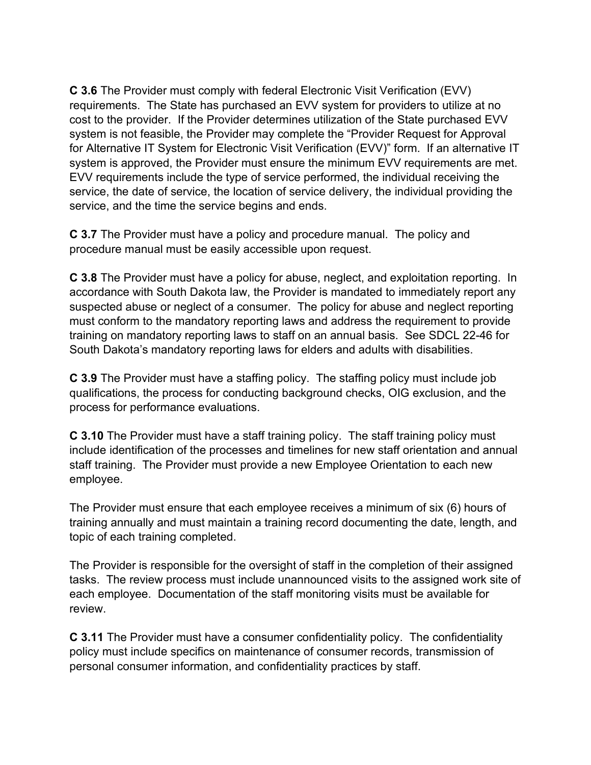**C 3.6** The Provider must comply with federal Electronic Visit Verification (EVV) requirements. The State has purchased an EVV system for providers to utilize at no cost to the provider. If the Provider determines utilization of the State purchased EVV system is not feasible, the Provider may complete the "Provider Request for Approval for Alternative IT System for Electronic Visit Verification (EVV)" form. If an alternative IT system is approved, the Provider must ensure the minimum EVV requirements are met. EVV requirements include the type of service performed, the individual receiving the service, the date of service, the location of service delivery, the individual providing the service, and the time the service begins and ends.

**C 3.7** The Provider must have a policy and procedure manual. The policy and procedure manual must be easily accessible upon request.

**C 3.8** The Provider must have a policy for abuse, neglect, and exploitation reporting. In accordance with South Dakota law, the Provider is mandated to immediately report any suspected abuse or neglect of a consumer. The policy for abuse and neglect reporting must conform to the mandatory reporting laws and address the requirement to provide training on mandatory reporting laws to staff on an annual basis. See SDCL 22-46 for South Dakota's mandatory reporting laws for elders and adults with disabilities.

**C 3.9** The Provider must have a staffing policy. The staffing policy must include job qualifications, the process for conducting background checks, OIG exclusion, and the process for performance evaluations.

**C 3.10** The Provider must have a staff training policy. The staff training policy must include identification of the processes and timelines for new staff orientation and annual staff training. The Provider must provide a new Employee Orientation to each new employee.

The Provider must ensure that each employee receives a minimum of six (6) hours of training annually and must maintain a training record documenting the date, length, and topic of each training completed.

The Provider is responsible for the oversight of staff in the completion of their assigned tasks. The review process must include unannounced visits to the assigned work site of each employee. Documentation of the staff monitoring visits must be available for review.

**C 3.11** The Provider must have a consumer confidentiality policy. The confidentiality policy must include specifics on maintenance of consumer records, transmission of personal consumer information, and confidentiality practices by staff.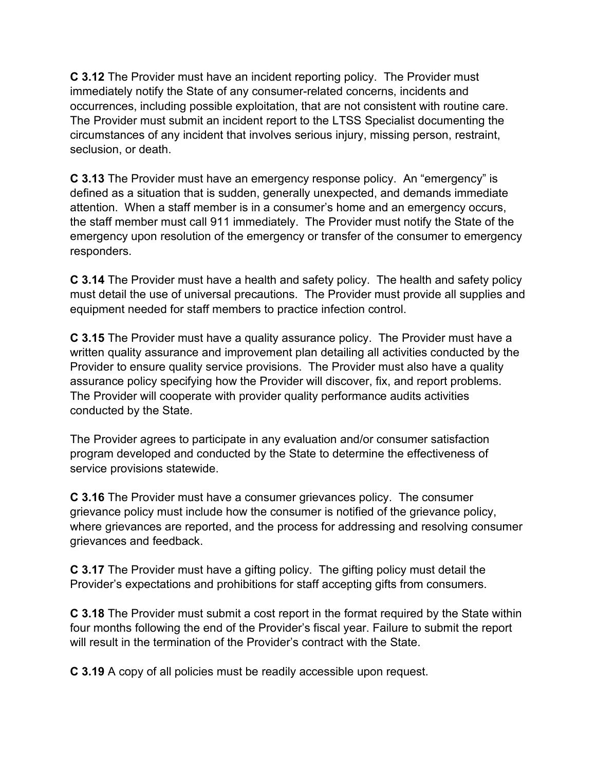**C 3.12** The Provider must have an incident reporting policy. The Provider must immediately notify the State of any consumer-related concerns, incidents and occurrences, including possible exploitation, that are not consistent with routine care. The Provider must submit an incident report to the LTSS Specialist documenting the circumstances of any incident that involves serious injury, missing person, restraint, seclusion, or death.

**C 3.13** The Provider must have an emergency response policy. An "emergency" is defined as a situation that is sudden, generally unexpected, and demands immediate attention. When a staff member is in a consumer's home and an emergency occurs, the staff member must call 911 immediately. The Provider must notify the State of the emergency upon resolution of the emergency or transfer of the consumer to emergency responders.

**C 3.14** The Provider must have a health and safety policy. The health and safety policy must detail the use of universal precautions. The Provider must provide all supplies and equipment needed for staff members to practice infection control.

**C 3.15** The Provider must have a quality assurance policy. The Provider must have a written quality assurance and improvement plan detailing all activities conducted by the Provider to ensure quality service provisions. The Provider must also have a quality assurance policy specifying how the Provider will discover, fix, and report problems. The Provider will cooperate with provider quality performance audits activities conducted by the State.

The Provider agrees to participate in any evaluation and/or consumer satisfaction program developed and conducted by the State to determine the effectiveness of service provisions statewide.

**C 3.16** The Provider must have a consumer grievances policy. The consumer grievance policy must include how the consumer is notified of the grievance policy, where grievances are reported, and the process for addressing and resolving consumer grievances and feedback.

**C 3.17** The Provider must have a gifting policy. The gifting policy must detail the Provider's expectations and prohibitions for staff accepting gifts from consumers.

**C 3.18** The Provider must submit a cost report in the format required by the State within four months following the end of the Provider's fiscal year. Failure to submit the report will result in the termination of the Provider's contract with the State.

**C 3.19** A copy of all policies must be readily accessible upon request.